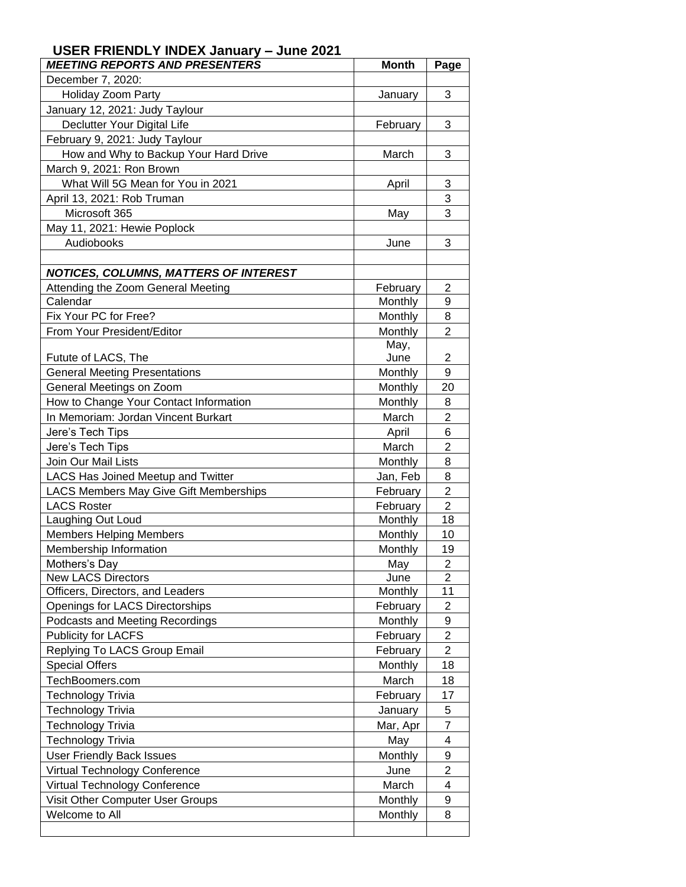# USER FRIENDLY INDEX January – June 2021

| ***MEETING REPORTS AND PRESENTERS*** | **Month** | **Page** |
|---|---|---|
| December 7, 2020: | | |
| Holiday Zoom Party | January | 3 |
| January 12, 2021: Judy Taylour | | |
| Declutter Your Digital Life | February | 3 |
| February 9, 2021: Judy Taylour | | |
| How and Why to Backup Your Hard Drive | March | 3 |
| March 9, 2021: Ron Brown | | |
| What Will 5G Mean for You in 2021 | April | 3 |
| April 13, 2021: Rob Truman | | 3 |
| Microsoft 365 | May | 3 |
| May 11, 2021: Hewie Poplock | | |
| Audiobooks | June | 3 |
| | | |
| ***NOTICES, COLUMNS, MATTERS OF INTEREST*** | | |
| Attending the Zoom General Meeting | February | 2 |
| Calendar | Monthly | 9 |
| Fix Your PC for Free? | Monthly | 8 |
| From Your President/Editor | Monthly | 2 |
| Futute of LACS, The | May, June | 2 |
| General Meeting Presentations | Monthly | 9 |
| General Meetings on Zoom | Monthly | 20 |
| How to Change Your Contact Information | Monthly | 8 |
| In Memoriam: Jordan Vincent Burkart | March | 2 |
| Jere's Tech Tips | April | 6 |
| Jere's Tech Tips | March | 2 |
| Join Our Mail Lists | Monthly | 8 |
| LACS Has Joined Meetup and Twitter | Jan, Feb | 8 |
| LACS Members May Give Gift Memberships | February | 2 |
| LACS Roster | February | 2 |
| Laughing Out Loud | Monthly | 18 |
| Members Helping Members | Monthly | 10 |
| Membership Information | Monthly | 19 |
| Mothers's Day | May | 2 |
| New LACS Directors | June | 2 |
| Officers, Directors, and Leaders | Monthly | 11 |
| Openings for LACS Directorships | February | 2 |
| Podcasts and Meeting Recordings | Monthly | 9 |
| Publicity for LACFS | February | 2 |
| Replying To LACS Group Email | February | 2 |
| Special Offers | Monthly | 18 |
| TechBoomers.com | March | 18 |
| Technology Trivia | February | 17 |
| Technology Trivia | January | 5 |
| Technology Trivia | Mar, Apr | 7 |
| Technology Trivia | May | 4 |
| User Friendly Back Issues | Monthly | 9 |
| Virtual Technology Conference | June | 2 |
| Virtual Technology Conference | March | 4 |
| Visit Other Computer User Groups | Monthly | 9 |
| Welcome to All | Monthly | 8 |
| | | |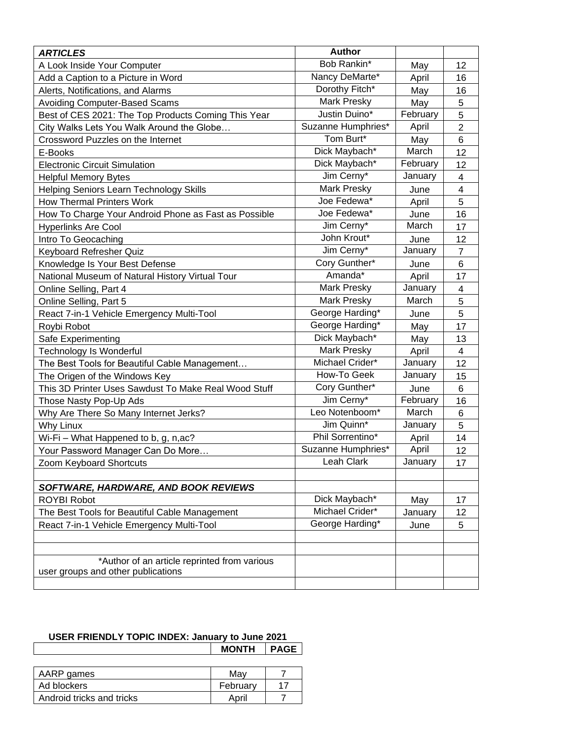| *ARTICLES* | Author | | |
|---|---|---|---|
| A Look Inside Your Computer | Bob Rankin* | May | 12 |
| Add a Caption to a Picture in Word | Nancy DeMarte* | April | 16 |
| Alerts, Notifications, and Alarms | Dorothy Fitch* | May | 16 |
| Avoiding Computer-Based Scams | Mark Presky | May | 5 |
| Best of CES 2021: The Top Products Coming This Year | Justin Duino* | February | 5 |
| City Walks Lets You Walk Around the Globe… | Suzanne Humphries* | April | 2 |
| Crossword Puzzles on the Internet | Tom Burt* | May | 6 |
| E-Books | Dick Maybach* | March | 12 |
| Electronic Circuit Simulation | Dick Maybach* | February | 12 |
| Helpful Memory Bytes | Jim Cerny* | January | 4 |
| Helping Seniors Learn Technology Skills | Mark Presky | June | 4 |
| How Thermal Printers Work | Joe Fedewa* | April | 5 |
| How To Charge Your Android Phone as Fast as Possible | Joe Fedewa* | June | 16 |
| Hyperlinks Are Cool | Jim Cerny* | March | 17 |
| Intro To Geocaching | John Krout* | June | 12 |
| Keyboard Refresher Quiz | Jim Cerny* | January | 7 |
| Knowledge Is Your Best Defense | Cory Gunther* | June | 6 |
| National Museum of Natural History Virtual Tour | Amanda* | April | 17 |
| Online Selling, Part 4 | Mark Presky | January | 4 |
| Online Selling, Part 5 | Mark Presky | March | 5 |
| React 7-in-1 Vehicle Emergency Multi-Tool | George Harding* | June | 5 |
| Roybi Robot | George Harding* | May | 17 |
| Safe Experimenting | Dick Maybach* | May | 13 |
| Technology Is Wonderful | Mark Presky | April | 4 |
| The Best Tools for Beautiful Cable Management… | Michael Crider* | January | 12 |
| The Origen of the Windows Key | How-To Geek | January | 15 |
| This 3D Printer Uses Sawdust To Make Real Wood Stuff | Cory Gunther* | June | 6 |
| Those Nasty Pop-Up Ads | Jim Cerny* | February | 16 |
| Why Are There So Many Internet Jerks? | Leo Notenboom* | March | 6 |
| Why Linux | Jim Quinn* | January | 5 |
| Wi-Fi – What Happened to b, g, n,ac? | Phil Sorrentino* | April | 14 |
| Your Password Manager Can Do More… | Suzanne Humphries* | April | 12 |
| Zoom Keyboard Shortcuts | Leah Clark | January | 17 |
| | | | |
| ***SOFTWARE, HARDWARE, AND BOOK REVIEWS*** | | | |
| ROYBI Robot | Dick Maybach* | May | 17 |
| The Best Tools for Beautiful Cable Management | Michael Crider* | January | 12 |
| React 7-in-1 Vehicle Emergency Multi-Tool | George Harding* | June | 5 |
| | | | |
| | | | |
| *Author of an article reprinted from various user groups and other publications | | | |
| | | | |

**USER FRIENDLY TOPIC INDEX: January to June 2021**

| | MONTH | PAGE |
|---|---|---|
| AARP games | May | 7 |
| Ad blockers | February | 17 |
| Android tricks and tricks | April | 7 |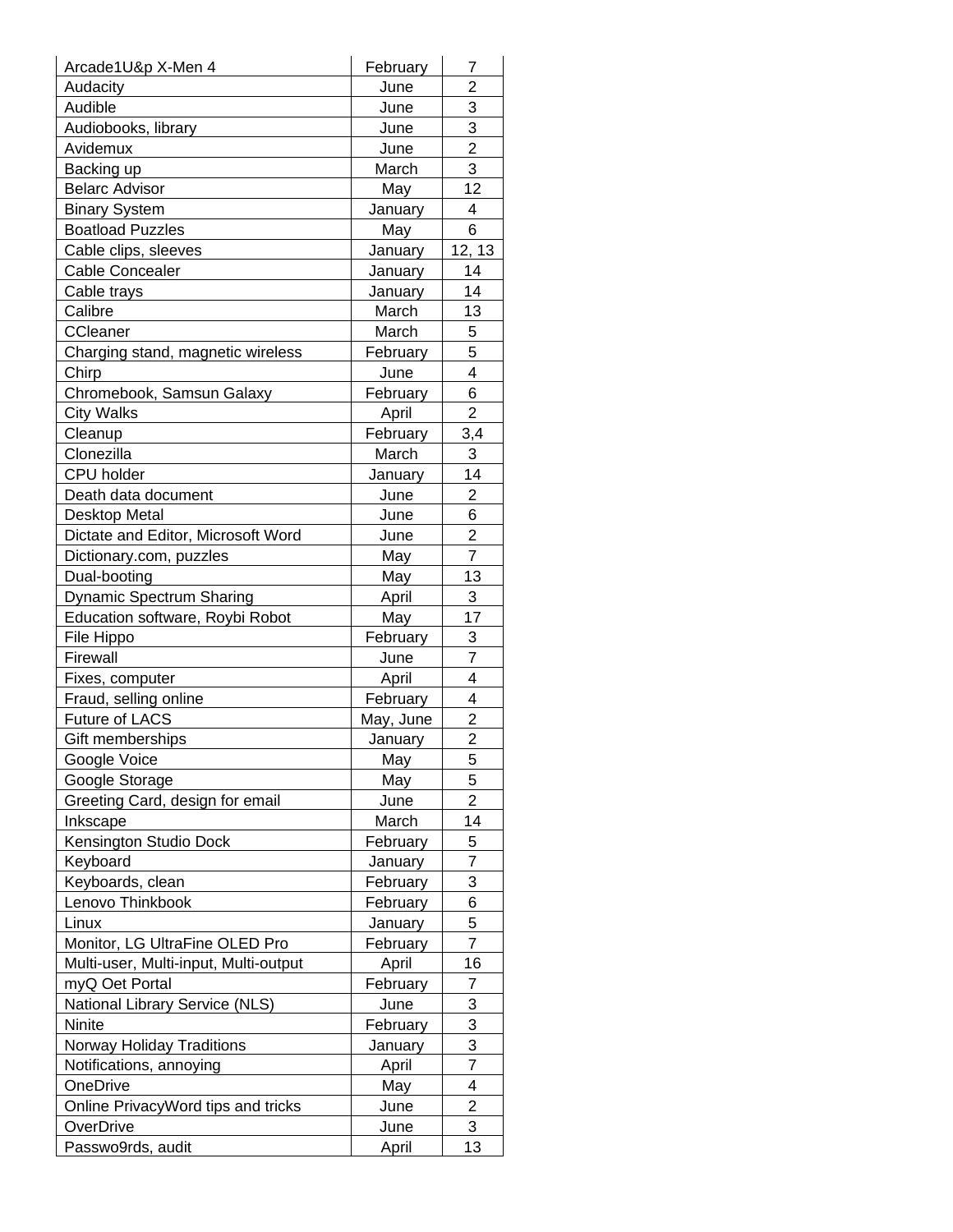| | | |
|---|---|---|
| Arcade1U&p X-Men 4 | February | 7 |
| Audacity | June | 2 |
| Audible | June | 3 |
| Audiobooks, library | June | 3 |
| Avidemux | June | 2 |
| Backing up | March | 3 |
| Belarc Advisor | May | 12 |
| Binary System | January | 4 |
| Boatload Puzzles | May | 6 |
| Cable clips, sleeves | January | 12, 13 |
| Cable Concealer | January | 14 |
| Cable trays | January | 14 |
| Calibre | March | 13 |
| CCleaner | March | 5 |
| Charging stand, magnetic wireless | February | 5 |
| Chirp | June | 4 |
| Chromebook, Samsun Galaxy | February | 6 |
| City Walks | April | 2 |
| Cleanup | February | 3,4 |
| Clonezilla | March | 3 |
| CPU holder | January | 14 |
| Death data document | June | 2 |
| Desktop Metal | June | 6 |
| Dictate and Editor, Microsoft Word | June | 2 |
| Dictionary.com, puzzles | May | 7 |
| Dual-booting | May | 13 |
| Dynamic Spectrum Sharing | April | 3 |
| Education software, Roybi Robot | May | 17 |
| File Hippo | February | 3 |
| Firewall | June | 7 |
| Fixes, computer | April | 4 |
| Fraud, selling online | February | 4 |
| Future of LACS | May, June | 2 |
| Gift memberships | January | 2 |
| Google Voice | May | 5 |
| Google Storage | May | 5 |
| Greeting Card, design for email | June | 2 |
| Inkscape | March | 14 |
| Kensington Studio Dock | February | 5 |
| Keyboard | January | 7 |
| Keyboards, clean | February | 3 |
| Lenovo Thinkbook | February | 6 |
| Linux | January | 5 |
| Monitor, LG UltraFine OLED Pro | February | 7 |
| Multi-user, Multi-input, Multi-output | April | 16 |
| myQ Oet Portal | February | 7 |
| National Library Service (NLS) | June | 3 |
| Ninite | February | 3 |
| Norway Holiday Traditions | January | 3 |
| Notifications, annoying | April | 7 |
| OneDrive | May | 4 |
| Online PrivacyWord tips and tricks | June | 2 |
| OverDrive | June | 3 |
| Passwo9rds, audit | April | 13 |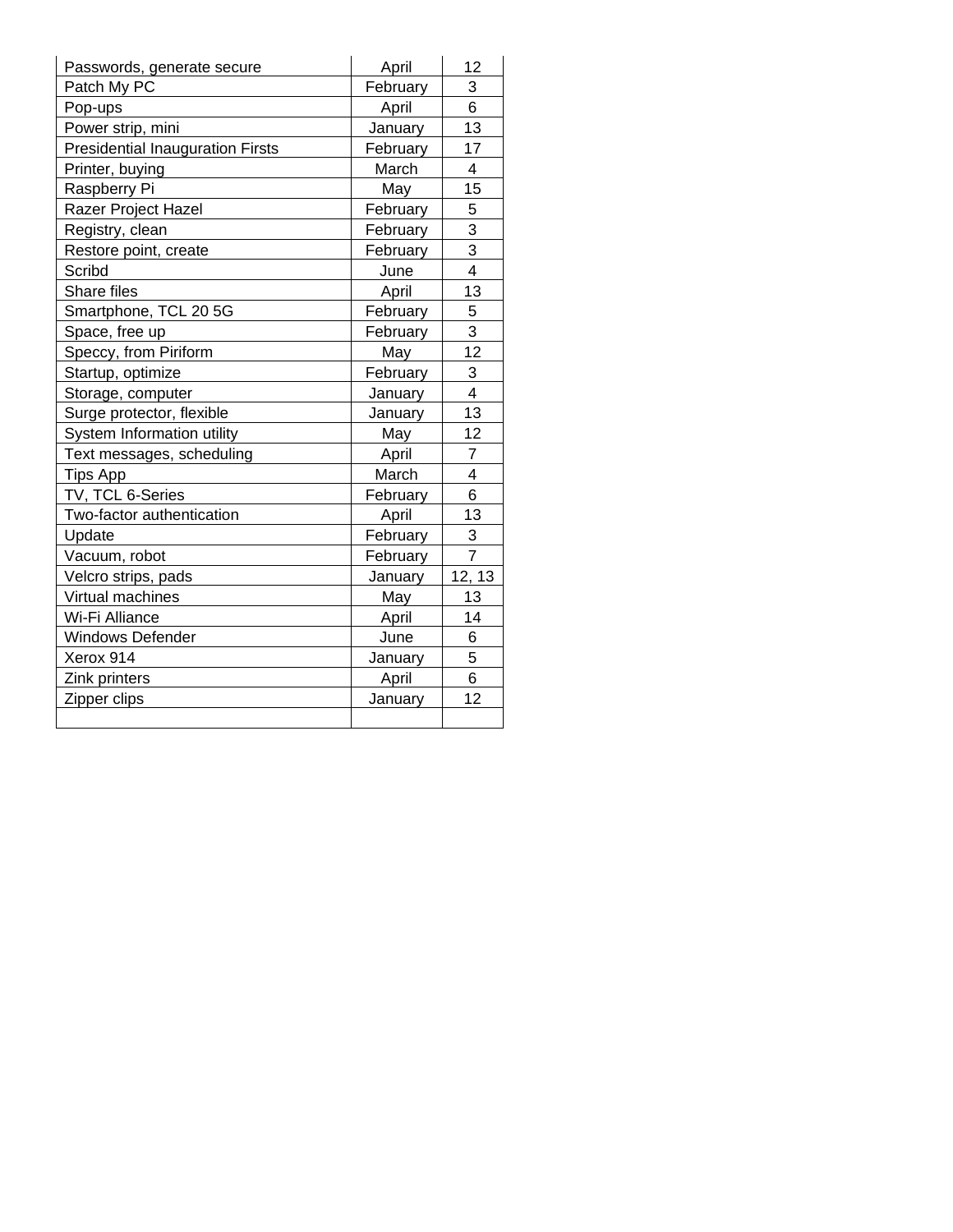| | | |
|---|---|---|
| Passwords, generate secure | April | 12 |
| Patch My PC | February | 3 |
| Pop-ups | April | 6 |
| Power strip, mini | January | 13 |
| Presidential Inauguration Firsts | February | 17 |
| Printer, buying | March | 4 |
| Raspberry Pi | May | 15 |
| Razer Project Hazel | February | 5 |
| Registry, clean | February | 3 |
| Restore point, create | February | 3 |
| Scribd | June | 4 |
| Share files | April | 13 |
| Smartphone, TCL 20 5G | February | 5 |
| Space, free up | February | 3 |
| Speccy, from Piriform | May | 12 |
| Startup, optimize | February | 3 |
| Storage, computer | January | 4 |
| Surge protector, flexible | January | 13 |
| System Information utility | May | 12 |
| Text messages, scheduling | April | 7 |
| Tips App | March | 4 |
| TV, TCL 6-Series | February | 6 |
| Two-factor authentication | April | 13 |
| Update | February | 3 |
| Vacuum, robot | February | 7 |
| Velcro strips, pads | January | 12, 13 |
| Virtual machines | May | 13 |
| Wi-Fi Alliance | April | 14 |
| Windows Defender | June | 6 |
| Xerox 914 | January | 5 |
| Zink printers | April | 6 |
| Zipper clips | January | 12 |
| | | |